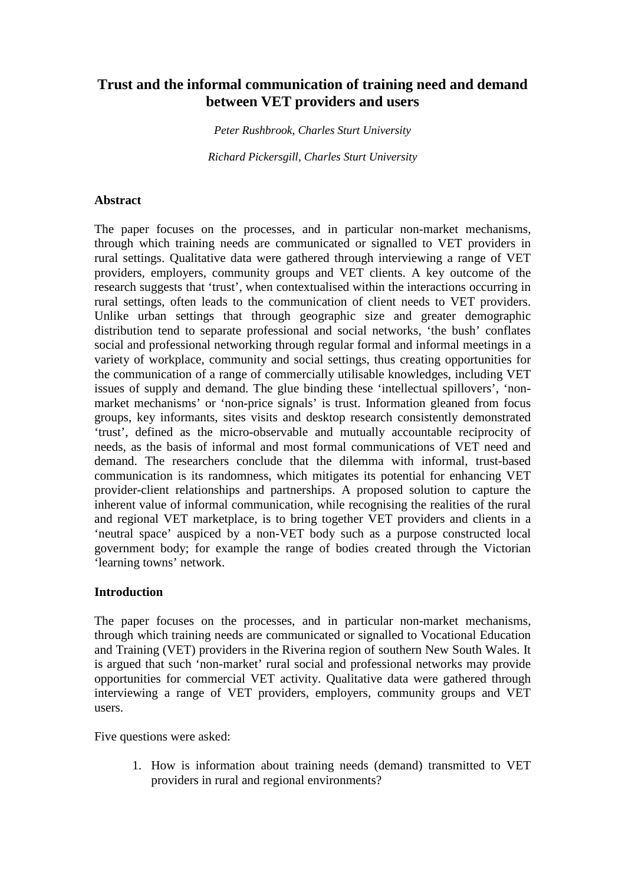# Trust and the informal communication of training need and demand between VET providers and users

*Peter Rushbrook, Charles Sturt University*

*Richard Pickersgill, Charles Sturt University*

## Abstract

The paper focuses on the processes, and in particular non-market mechanisms, through which training needs are communicated or signalled to VET providers in rural settings. Qualitative data were gathered through interviewing a range of VET providers, employers, community groups and VET clients. A key outcome of the research suggests that 'trust', when contextualised within the interactions occurring in rural settings, often leads to the communication of client needs to VET providers. Unlike urban settings that through geographic size and greater demographic distribution tend to separate professional and social networks, 'the bush' conflates social and professional networking through regular formal and informal meetings in a variety of workplace, community and social settings, thus creating opportunities for the communication of a range of commercially utilisable knowledges, including VET issues of supply and demand. The glue binding these 'intellectual spillovers', 'non-market mechanisms' or 'non-price signals' is trust. Information gleaned from focus groups, key informants, sites visits and desktop research consistently demonstrated 'trust', defined as the micro-observable and mutually accountable reciprocity of needs, as the basis of informal and most formal communications of VET need and demand. The researchers conclude that the dilemma with informal, trust-based communication is its randomness, which mitigates its potential for enhancing VET provider-client relationships and partnerships. A proposed solution to capture the inherent value of informal communication, while recognising the realities of the rural and regional VET marketplace, is to bring together VET providers and clients in a 'neutral space' auspiced by a non-VET body such as a purpose constructed local government body; for example the range of bodies created through the Victorian 'learning towns' network.

## Introduction

The paper focuses on the processes, and in particular non-market mechanisms, through which training needs are communicated or signalled to Vocational Education and Training (VET) providers in the Riverina region of southern New South Wales. It is argued that such 'non-market' rural social and professional networks may provide opportunities for commercial VET activity. Qualitative data were gathered through interviewing a range of VET providers, employers, community groups and VET users.

Five questions were asked:

1. How is information about training needs (demand) transmitted to VET providers in rural and regional environments?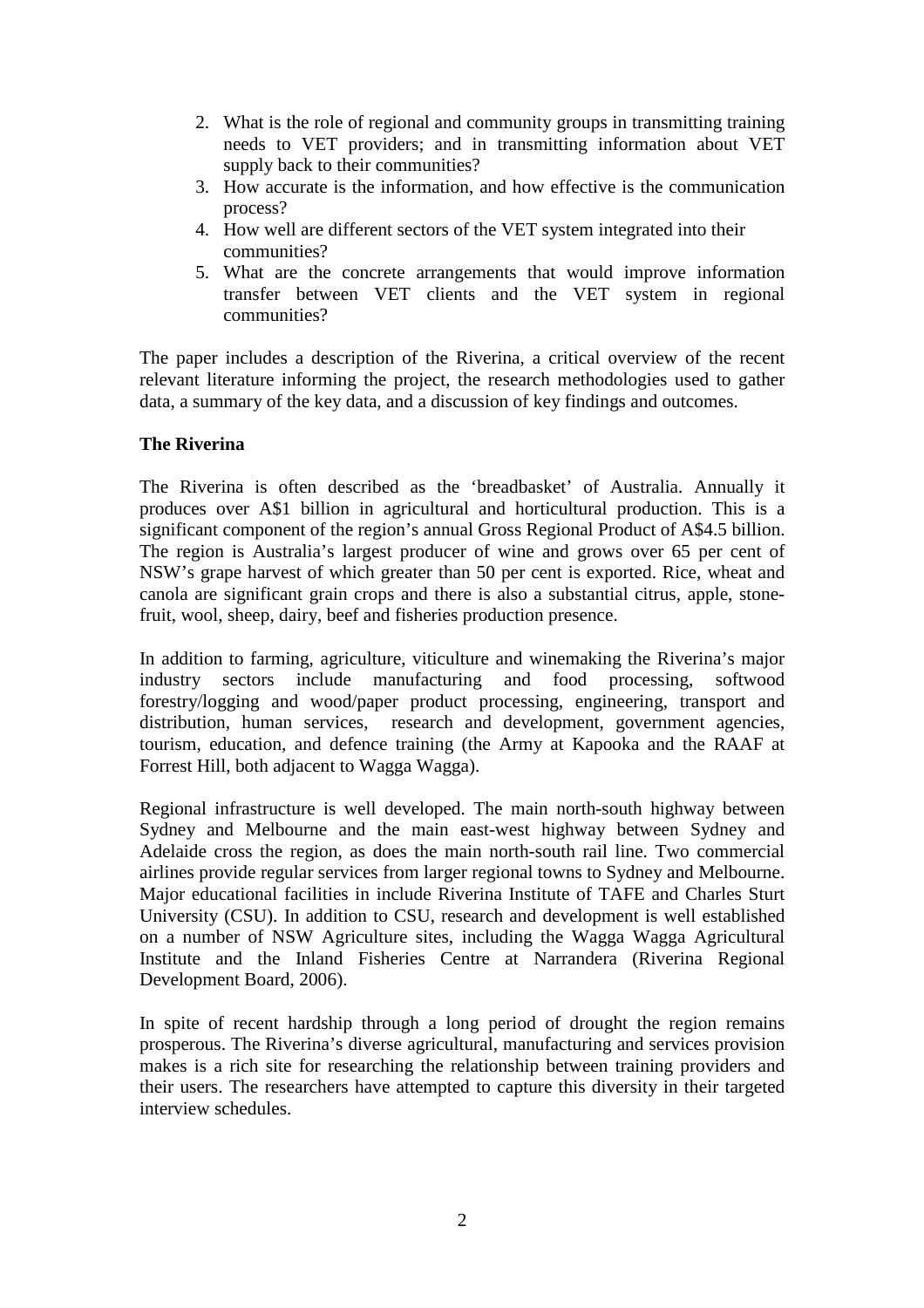2. What is the role of regional and community groups in transmitting training needs to VET providers; and in transmitting information about VET supply back to their communities?
3. How accurate is the information, and how effective is the communication process?
4. How well are different sectors of the VET system integrated into their communities?
5. What are the concrete arrangements that would improve information transfer between VET clients and the VET system in regional communities?

The paper includes a description of the Riverina, a critical overview of the recent relevant literature informing the project, the research methodologies used to gather data, a summary of the key data, and a discussion of key findings and outcomes.

**The Riverina**

The Riverina is often described as the 'breadbasket' of Australia. Annually it produces over A$1 billion in agricultural and horticultural production. This is a significant component of the region's annual Gross Regional Product of A$4.5 billion. The region is Australia's largest producer of wine and grows over 65 per cent of NSW's grape harvest of which greater than 50 per cent is exported. Rice, wheat and canola are significant grain crops and there is also a substantial citrus, apple, stone-fruit, wool, sheep, dairy, beef and fisheries production presence.

In addition to farming, agriculture, viticulture and winemaking the Riverina's major industry sectors include manufacturing and food processing, softwood forestry/logging and wood/paper product processing, engineering, transport and distribution, human services, research and development, government agencies, tourism, education, and defence training (the Army at Kapooka and the RAAF at Forrest Hill, both adjacent to Wagga Wagga).

Regional infrastructure is well developed. The main north-south highway between Sydney and Melbourne and the main east-west highway between Sydney and Adelaide cross the region, as does the main north-south rail line. Two commercial airlines provide regular services from larger regional towns to Sydney and Melbourne. Major educational facilities in include Riverina Institute of TAFE and Charles Sturt University (CSU). In addition to CSU, research and development is well established on a number of NSW Agriculture sites, including the Wagga Wagga Agricultural Institute and the Inland Fisheries Centre at Narrandera (Riverina Regional Development Board, 2006).

In spite of recent hardship through a long period of drought the region remains prosperous. The Riverina's diverse agricultural, manufacturing and services provision makes is a rich site for researching the relationship between training providers and their users. The researchers have attempted to capture this diversity in their targeted interview schedules.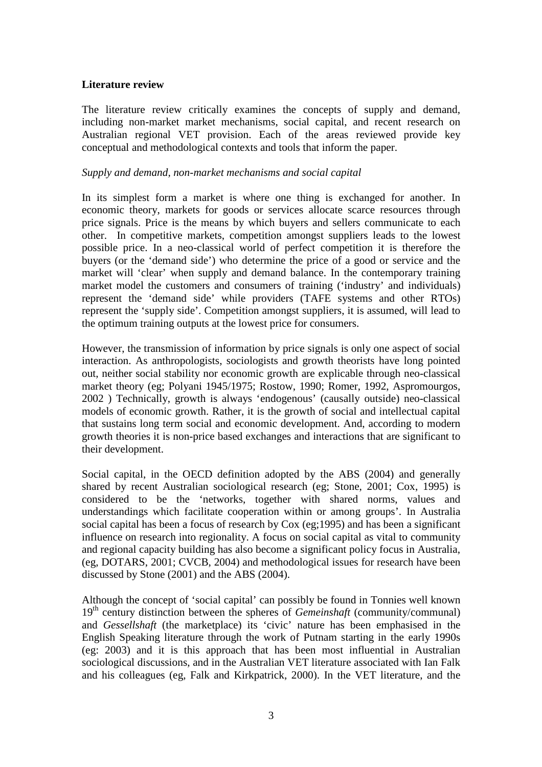**Literature review**

The literature review critically examines the concepts of supply and demand, including non-market market mechanisms, social capital, and recent research on Australian regional VET provision. Each of the areas reviewed provide key conceptual and methodological contexts and tools that inform the paper.

*Supply and demand, non-market mechanisms and social capital*

In its simplest form a market is where one thing is exchanged for another. In economic theory, markets for goods or services allocate scarce resources through price signals. Price is the means by which buyers and sellers communicate to each other. In competitive markets, competition amongst suppliers leads to the lowest possible price. In a neo-classical world of perfect competition it is therefore the buyers (or the 'demand side') who determine the price of a good or service and the market will 'clear' when supply and demand balance. In the contemporary training market model the customers and consumers of training ('industry' and individuals) represent the 'demand side' while providers (TAFE systems and other RTOs) represent the 'supply side'. Competition amongst suppliers, it is assumed, will lead to the optimum training outputs at the lowest price for consumers.

However, the transmission of information by price signals is only one aspect of social interaction. As anthropologists, sociologists and growth theorists have long pointed out, neither social stability nor economic growth are explicable through neo-classical market theory (eg; Polyani 1945/1975; Rostow, 1990; Romer, 1992, Aspromourgos, 2002 ) Technically, growth is always 'endogenous' (causally outside) neo-classical models of economic growth. Rather, it is the growth of social and intellectual capital that sustains long term social and economic development. And, according to modern growth theories it is non-price based exchanges and interactions that are significant to their development.

Social capital, in the OECD definition adopted by the ABS (2004) and generally shared by recent Australian sociological research (eg; Stone, 2001; Cox, 1995) is considered to be the 'networks, together with shared norms, values and understandings which facilitate cooperation within or among groups'. In Australia social capital has been a focus of research by Cox (eg;1995) and has been a significant influence on research into regionality. A focus on social capital as vital to community and regional capacity building has also become a significant policy focus in Australia, (eg, DOTARS, 2001; CVCB, 2004) and methodological issues for research have been discussed by Stone (2001) and the ABS (2004).

Although the concept of 'social capital' can possibly be found in Tonnies well known 19th century distinction between the spheres of *Gemeinshaft* (community/communal) and *Gessellshaft* (the marketplace) its 'civic' nature has been emphasised in the English Speaking literature through the work of Putnam starting in the early 1990s (eg: 2003) and it is this approach that has been most influential in Australian sociological discussions, and in the Australian VET literature associated with Ian Falk and his colleagues (eg, Falk and Kirkpatrick, 2000). In the VET literature, and the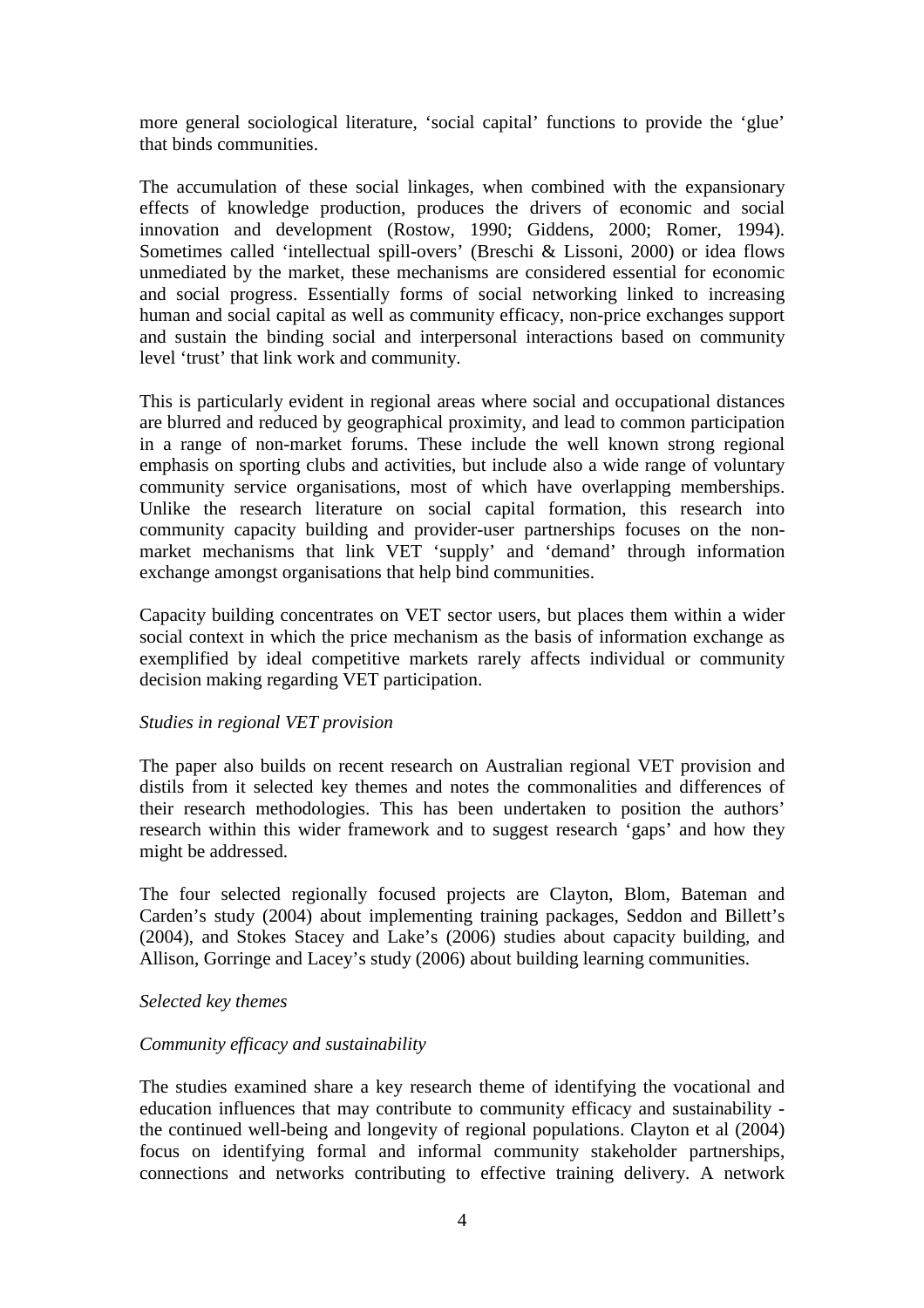more general sociological literature, 'social capital' functions to provide the 'glue' that binds communities.

The accumulation of these social linkages, when combined with the expansionary effects of knowledge production, produces the drivers of economic and social innovation and development (Rostow, 1990; Giddens, 2000; Romer, 1994). Sometimes called 'intellectual spill-overs' (Breschi & Lissoni, 2000) or idea flows unmediated by the market, these mechanisms are considered essential for economic and social progress. Essentially forms of social networking linked to increasing human and social capital as well as community efficacy, non-price exchanges support and sustain the binding social and interpersonal interactions based on community level 'trust' that link work and community.

This is particularly evident in regional areas where social and occupational distances are blurred and reduced by geographical proximity, and lead to common participation in a range of non-market forums. These include the well known strong regional emphasis on sporting clubs and activities, but include also a wide range of voluntary community service organisations, most of which have overlapping memberships. Unlike the research literature on social capital formation, this research into community capacity building and provider-user partnerships focuses on the non-market mechanisms that link VET 'supply' and 'demand' through information exchange amongst organisations that help bind communities.

Capacity building concentrates on VET sector users, but places them within a wider social context in which the price mechanism as the basis of information exchange as exemplified by ideal competitive markets rarely affects individual or community decision making regarding VET participation.

*Studies in regional VET provision*

The paper also builds on recent research on Australian regional VET provision and distils from it selected key themes and notes the commonalities and differences of their research methodologies. This has been undertaken to position the authors' research within this wider framework and to suggest research 'gaps' and how they might be addressed.

The four selected regionally focused projects are Clayton, Blom, Bateman and Carden's study (2004) about implementing training packages, Seddon and Billett's (2004), and Stokes Stacey and Lake's (2006) studies about capacity building, and Allison, Gorringe and Lacey's study (2006) about building learning communities.

*Selected key themes*

*Community efficacy and sustainability*

The studies examined share a key research theme of identifying the vocational and education influences that may contribute to community efficacy and sustainability - the continued well-being and longevity of regional populations. Clayton et al (2004) focus on identifying formal and informal community stakeholder partnerships, connections and networks contributing to effective training delivery. A network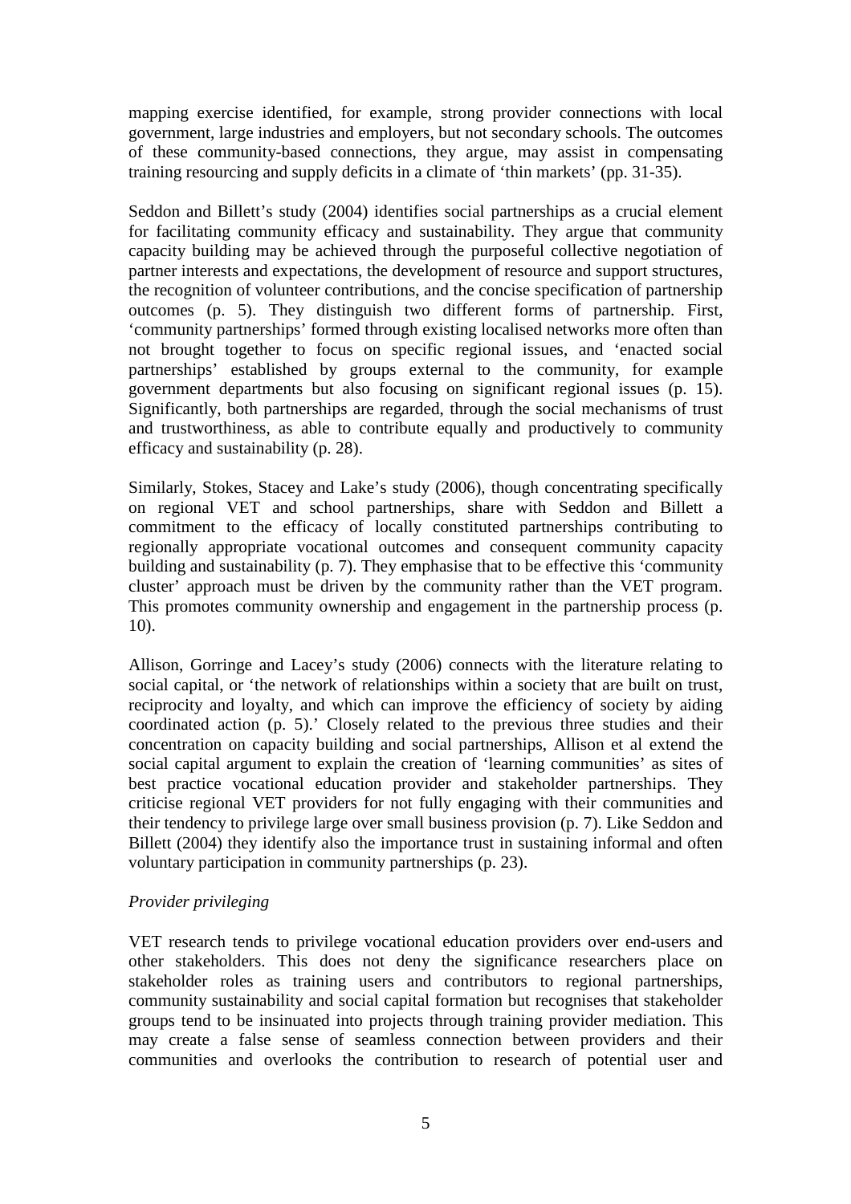mapping exercise identified, for example, strong provider connections with local government, large industries and employers, but not secondary schools. The outcomes of these community-based connections, they argue, may assist in compensating training resourcing and supply deficits in a climate of 'thin markets' (pp. 31-35).

Seddon and Billett's study (2004) identifies social partnerships as a crucial element for facilitating community efficacy and sustainability. They argue that community capacity building may be achieved through the purposeful collective negotiation of partner interests and expectations, the development of resource and support structures, the recognition of volunteer contributions, and the concise specification of partnership outcomes (p. 5). They distinguish two different forms of partnership. First, 'community partnerships' formed through existing localised networks more often than not brought together to focus on specific regional issues, and 'enacted social partnerships' established by groups external to the community, for example government departments but also focusing on significant regional issues (p. 15). Significantly, both partnerships are regarded, through the social mechanisms of trust and trustworthiness, as able to contribute equally and productively to community efficacy and sustainability (p. 28).

Similarly, Stokes, Stacey and Lake's study (2006), though concentrating specifically on regional VET and school partnerships, share with Seddon and Billett a commitment to the efficacy of locally constituted partnerships contributing to regionally appropriate vocational outcomes and consequent community capacity building and sustainability (p. 7). They emphasise that to be effective this 'community cluster' approach must be driven by the community rather than the VET program. This promotes community ownership and engagement in the partnership process (p. 10).

Allison, Gorringe and Lacey's study (2006) connects with the literature relating to social capital, or 'the network of relationships within a society that are built on trust, reciprocity and loyalty, and which can improve the efficiency of society by aiding coordinated action (p. 5).' Closely related to the previous three studies and their concentration on capacity building and social partnerships, Allison et al extend the social capital argument to explain the creation of 'learning communities' as sites of best practice vocational education provider and stakeholder partnerships. They criticise regional VET providers for not fully engaging with their communities and their tendency to privilege large over small business provision (p. 7). Like Seddon and Billett (2004) they identify also the importance trust in sustaining informal and often voluntary participation in community partnerships (p. 23).

*Provider privileging*

VET research tends to privilege vocational education providers over end-users and other stakeholders. This does not deny the significance researchers place on stakeholder roles as training users and contributors to regional partnerships, community sustainability and social capital formation but recognises that stakeholder groups tend to be insinuated into projects through training provider mediation. This may create a false sense of seamless connection between providers and their communities and overlooks the contribution to research of potential user and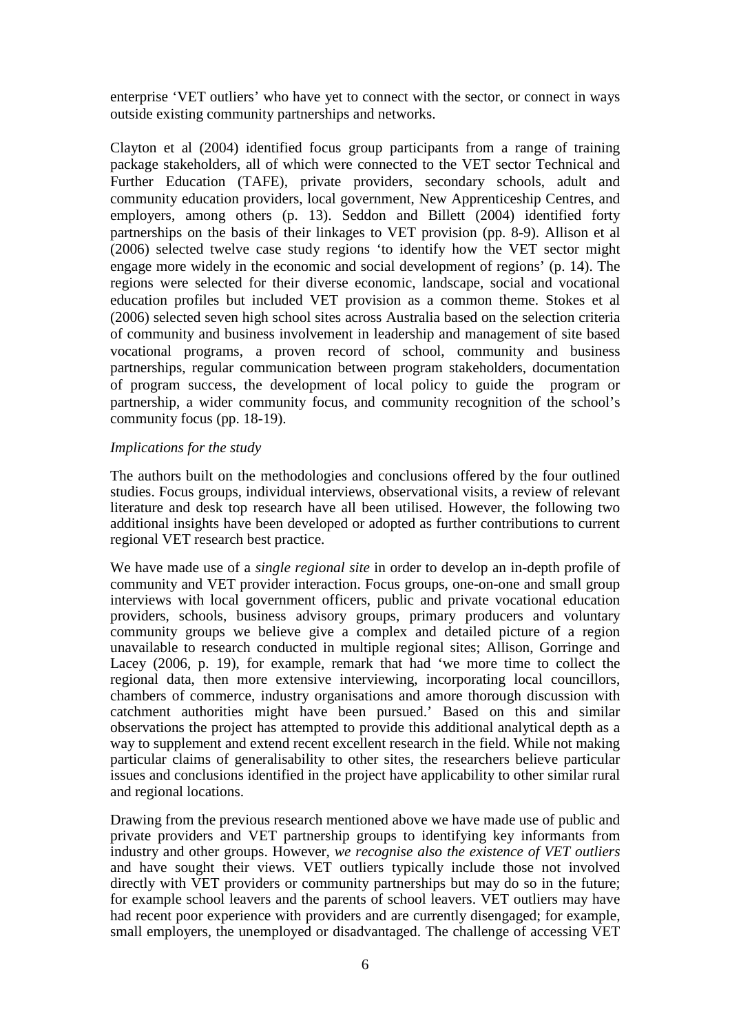enterprise 'VET outliers' who have yet to connect with the sector, or connect in ways outside existing community partnerships and networks.

Clayton et al (2004) identified focus group participants from a range of training package stakeholders, all of which were connected to the VET sector Technical and Further Education (TAFE), private providers, secondary schools, adult and community education providers, local government, New Apprenticeship Centres, and employers, among others (p. 13). Seddon and Billett (2004) identified forty partnerships on the basis of their linkages to VET provision (pp. 8-9). Allison et al (2006) selected twelve case study regions 'to identify how the VET sector might engage more widely in the economic and social development of regions' (p. 14). The regions were selected for their diverse economic, landscape, social and vocational education profiles but included VET provision as a common theme. Stokes et al (2006) selected seven high school sites across Australia based on the selection criteria of community and business involvement in leadership and management of site based vocational programs, a proven record of school, community and business partnerships, regular communication between program stakeholders, documentation of program success, the development of local policy to guide the program or partnership, a wider community focus, and community recognition of the school's community focus (pp. 18-19).

*Implications for the study*

The authors built on the methodologies and conclusions offered by the four outlined studies. Focus groups, individual interviews, observational visits, a review of relevant literature and desk top research have all been utilised. However, the following two additional insights have been developed or adopted as further contributions to current regional VET research best practice.

We have made use of a *single regional site* in order to develop an in-depth profile of community and VET provider interaction. Focus groups, one-on-one and small group interviews with local government officers, public and private vocational education providers, schools, business advisory groups, primary producers and voluntary community groups we believe give a complex and detailed picture of a region unavailable to research conducted in multiple regional sites; Allison, Gorringe and Lacey (2006, p. 19), for example, remark that had 'we more time to collect the regional data, then more extensive interviewing, incorporating local councillors, chambers of commerce, industry organisations and amore thorough discussion with catchment authorities might have been pursued.' Based on this and similar observations the project has attempted to provide this additional analytical depth as a way to supplement and extend recent excellent research in the field. While not making particular claims of generalisability to other sites, the researchers believe particular issues and conclusions identified in the project have applicability to other similar rural and regional locations.

Drawing from the previous research mentioned above we have made use of public and private providers and VET partnership groups to identifying key informants from industry and other groups. However, *we recognise also the existence of VET outliers* and have sought their views. VET outliers typically include those not involved directly with VET providers or community partnerships but may do so in the future; for example school leavers and the parents of school leavers. VET outliers may have had recent poor experience with providers and are currently disengaged; for example, small employers, the unemployed or disadvantaged. The challenge of accessing VET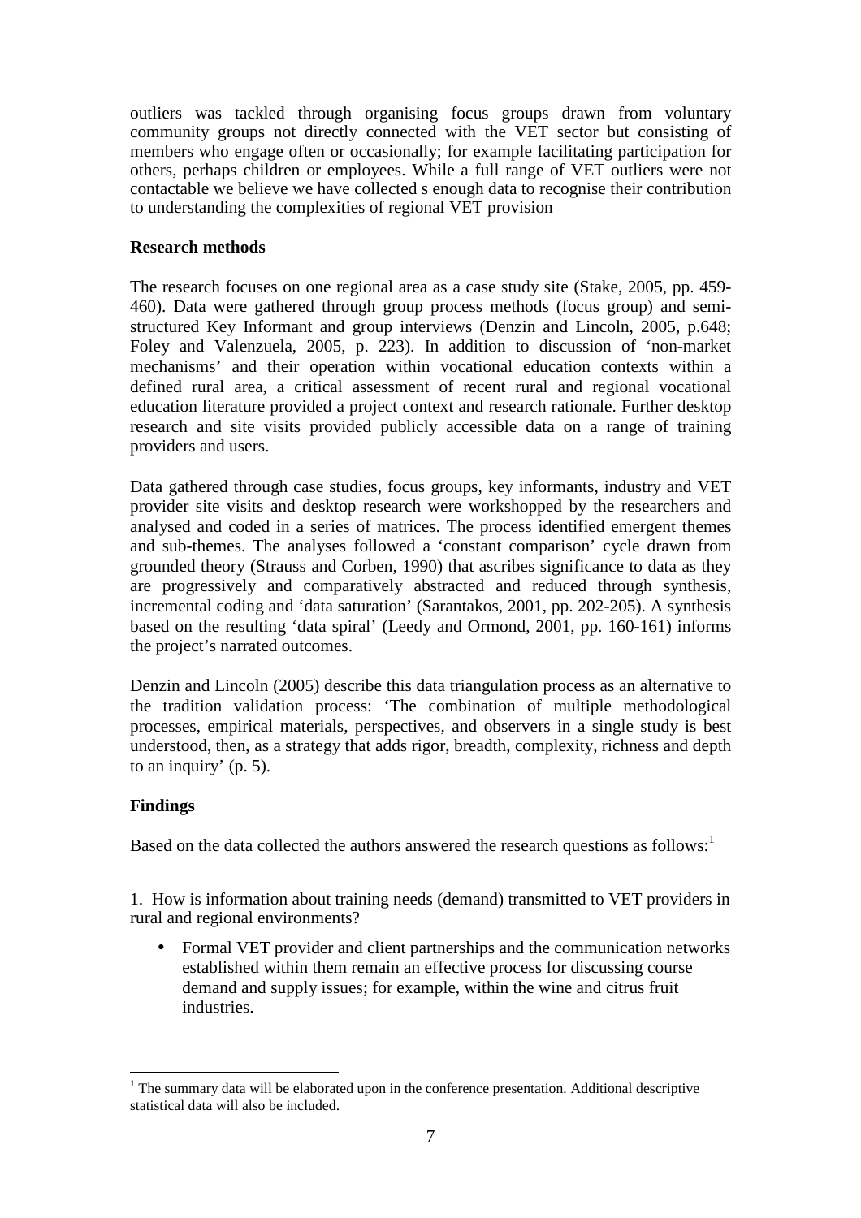outliers was tackled through organising focus groups drawn from voluntary community groups not directly connected with the VET sector but consisting of members who engage often or occasionally; for example facilitating participation for others, perhaps children or employees. While a full range of VET outliers were not contactable we believe we have collected s enough data to recognise their contribution to understanding the complexities of regional VET provision

**Research methods**

The research focuses on one regional area as a case study site (Stake, 2005, pp. 459-460). Data were gathered through group process methods (focus group) and semi-structured Key Informant and group interviews (Denzin and Lincoln, 2005, p.648; Foley and Valenzuela, 2005, p. 223). In addition to discussion of 'non-market mechanisms' and their operation within vocational education contexts within a defined rural area, a critical assessment of recent rural and regional vocational education literature provided a project context and research rationale. Further desktop research and site visits provided publicly accessible data on a range of training providers and users.

Data gathered through case studies, focus groups, key informants, industry and VET provider site visits and desktop research were workshopped by the researchers and analysed and coded in a series of matrices. The process identified emergent themes and sub-themes. The analyses followed a 'constant comparison' cycle drawn from grounded theory (Strauss and Corben, 1990) that ascribes significance to data as they are progressively and comparatively abstracted and reduced through synthesis, incremental coding and 'data saturation' (Sarantakos, 2001, pp. 202-205). A synthesis based on the resulting 'data spiral' (Leedy and Ormond, 2001, pp. 160-161) informs the project's narrated outcomes.

Denzin and Lincoln (2005) describe this data triangulation process as an alternative to the tradition validation process: 'The combination of multiple methodological processes, empirical materials, perspectives, and observers in a single study is best understood, then, as a strategy that adds rigor, breadth, complexity, richness and depth to an inquiry' (p. 5).

**Findings**

Based on the data collected the authors answered the research questions as follows:[1]

1. How is information about training needs (demand) transmitted to VET providers in rural and regional environments?

- Formal VET provider and client partnerships and the communication networks established within them remain an effective process for discussing course demand and supply issues; for example, within the wine and citrus fruit industries.

[1] The summary data will be elaborated upon in the conference presentation. Additional descriptive statistical data will also be included.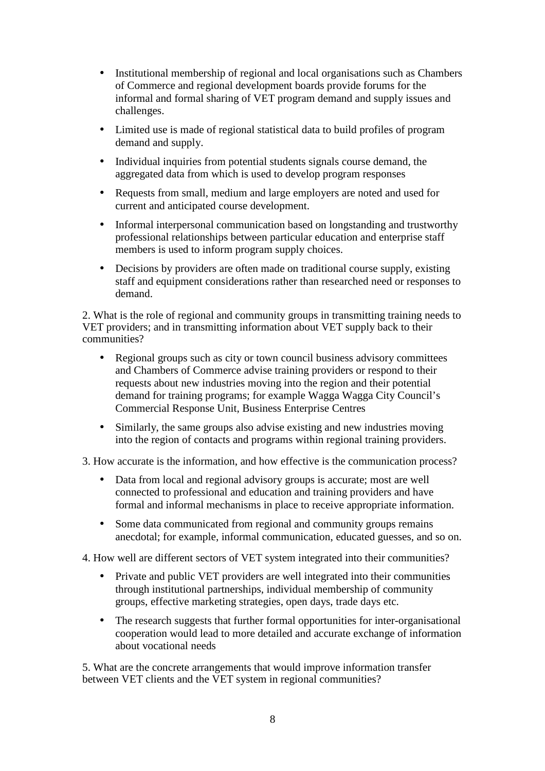- Institutional membership of regional and local organisations such as Chambers of Commerce and regional development boards provide forums for the informal and formal sharing of VET program demand and supply issues and challenges.
- Limited use is made of regional statistical data to build profiles of program demand and supply.
- Individual inquiries from potential students signals course demand, the aggregated data from which is used to develop program responses
- Requests from small, medium and large employers are noted and used for current and anticipated course development.
- Informal interpersonal communication based on longstanding and trustworthy professional relationships between particular education and enterprise staff members is used to inform program supply choices.
- Decisions by providers are often made on traditional course supply, existing staff and equipment considerations rather than researched need or responses to demand.

2. What is the role of regional and community groups in transmitting training needs to VET providers; and in transmitting information about VET supply back to their communities?

- Regional groups such as city or town council business advisory committees and Chambers of Commerce advise training providers or respond to their requests about new industries moving into the region and their potential demand for training programs; for example Wagga Wagga City Council's Commercial Response Unit, Business Enterprise Centres
- Similarly, the same groups also advise existing and new industries moving into the region of contacts and programs within regional training providers.

3. How accurate is the information, and how effective is the communication process?

- Data from local and regional advisory groups is accurate; most are well connected to professional and education and training providers and have formal and informal mechanisms in place to receive appropriate information.
- Some data communicated from regional and community groups remains anecdotal; for example, informal communication, educated guesses, and so on.

4. How well are different sectors of VET system integrated into their communities?

- Private and public VET providers are well integrated into their communities through institutional partnerships, individual membership of community groups, effective marketing strategies, open days, trade days etc.
- The research suggests that further formal opportunities for inter-organisational cooperation would lead to more detailed and accurate exchange of information about vocational needs

5. What are the concrete arrangements that would improve information transfer between VET clients and the VET system in regional communities?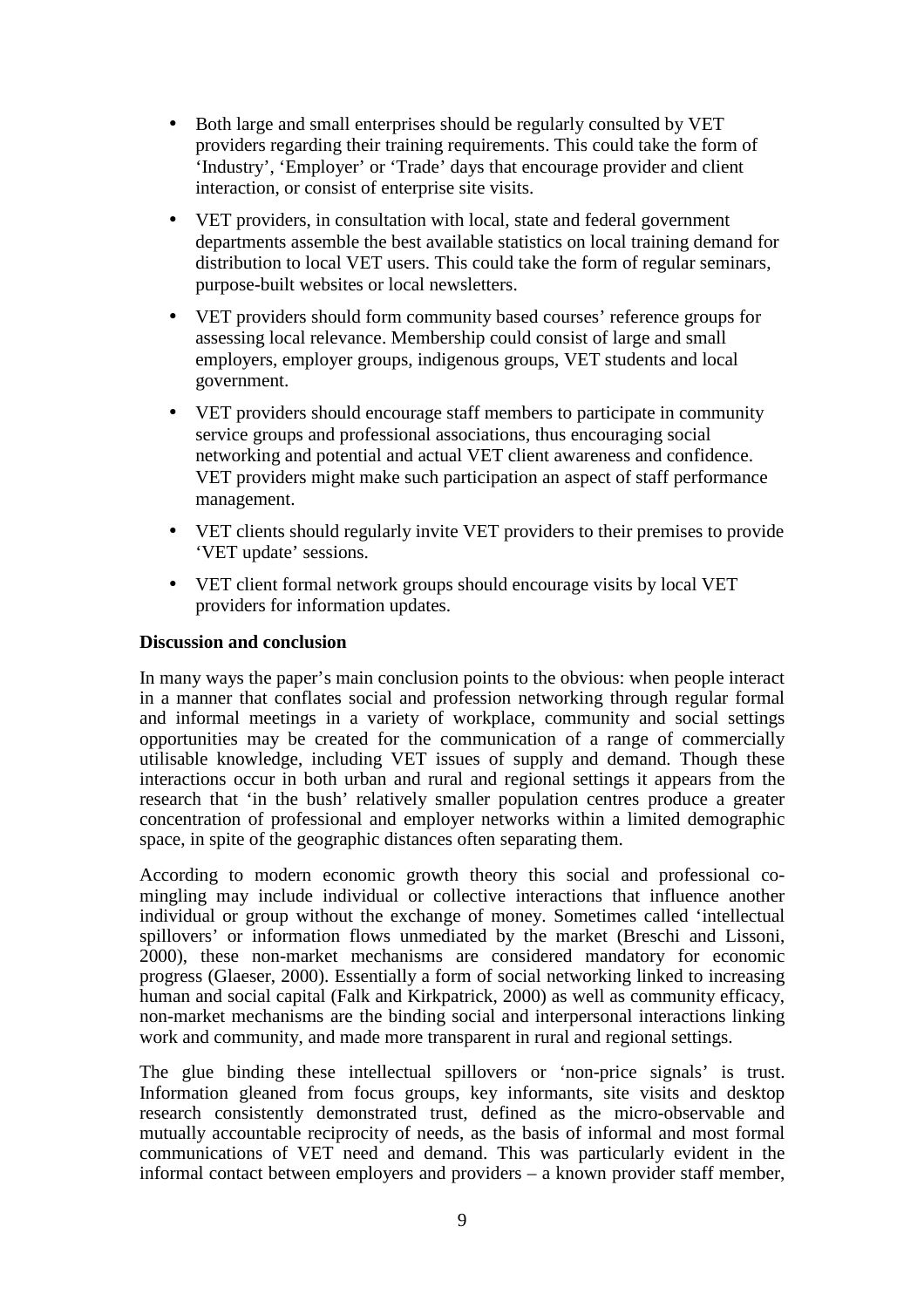- Both large and small enterprises should be regularly consulted by VET providers regarding their training requirements. This could take the form of 'Industry', 'Employer' or 'Trade' days that encourage provider and client interaction, or consist of enterprise site visits.
- VET providers, in consultation with local, state and federal government departments assemble the best available statistics on local training demand for distribution to local VET users. This could take the form of regular seminars, purpose-built websites or local newsletters.
- VET providers should form community based courses' reference groups for assessing local relevance. Membership could consist of large and small employers, employer groups, indigenous groups, VET students and local government.
- VET providers should encourage staff members to participate in community service groups and professional associations, thus encouraging social networking and potential and actual VET client awareness and confidence. VET providers might make such participation an aspect of staff performance management.
- VET clients should regularly invite VET providers to their premises to provide 'VET update' sessions.
- VET client formal network groups should encourage visits by local VET providers for information updates.

**Discussion and conclusion**

In many ways the paper's main conclusion points to the obvious: when people interact in a manner that conflates social and profession networking through regular formal and informal meetings in a variety of workplace, community and social settings opportunities may be created for the communication of a range of commercially utilisable knowledge, including VET issues of supply and demand. Though these interactions occur in both urban and rural and regional settings it appears from the research that 'in the bush' relatively smaller population centres produce a greater concentration of professional and employer networks within a limited demographic space, in spite of the geographic distances often separating them.

According to modern economic growth theory this social and professional co-mingling may include individual or collective interactions that influence another individual or group without the exchange of money. Sometimes called 'intellectual spillovers' or information flows unmediated by the market (Breschi and Lissoni, 2000), these non-market mechanisms are considered mandatory for economic progress (Glaeser, 2000). Essentially a form of social networking linked to increasing human and social capital (Falk and Kirkpatrick, 2000) as well as community efficacy, non-market mechanisms are the binding social and interpersonal interactions linking work and community, and made more transparent in rural and regional settings.

The glue binding these intellectual spillovers or 'non-price signals' is trust. Information gleaned from focus groups, key informants, site visits and desktop research consistently demonstrated trust, defined as the micro-observable and mutually accountable reciprocity of needs, as the basis of informal and most formal communications of VET need and demand. This was particularly evident in the informal contact between employers and providers – a known provider staff member,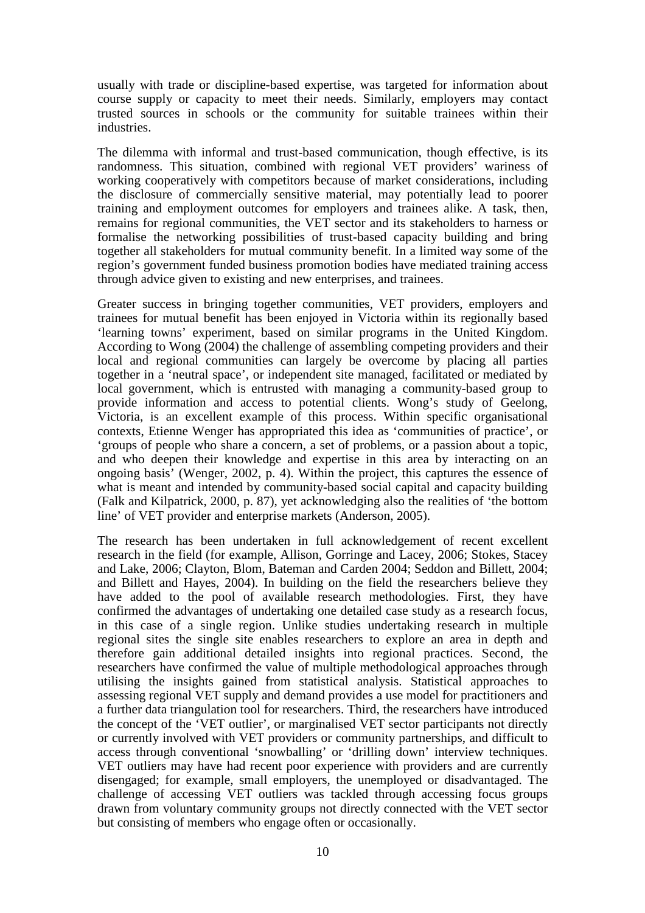usually with trade or discipline-based expertise, was targeted for information about course supply or capacity to meet their needs. Similarly, employers may contact trusted sources in schools or the community for suitable trainees within their industries.

The dilemma with informal and trust-based communication, though effective, is its randomness. This situation, combined with regional VET providers' wariness of working cooperatively with competitors because of market considerations, including the disclosure of commercially sensitive material, may potentially lead to poorer training and employment outcomes for employers and trainees alike. A task, then, remains for regional communities, the VET sector and its stakeholders to harness or formalise the networking possibilities of trust-based capacity building and bring together all stakeholders for mutual community benefit. In a limited way some of the region's government funded business promotion bodies have mediated training access through advice given to existing and new enterprises, and trainees.

Greater success in bringing together communities, VET providers, employers and trainees for mutual benefit has been enjoyed in Victoria within its regionally based 'learning towns' experiment, based on similar programs in the United Kingdom. According to Wong (2004) the challenge of assembling competing providers and their local and regional communities can largely be overcome by placing all parties together in a 'neutral space', or independent site managed, facilitated or mediated by local government, which is entrusted with managing a community-based group to provide information and access to potential clients. Wong's study of Geelong, Victoria, is an excellent example of this process. Within specific organisational contexts, Etienne Wenger has appropriated this idea as 'communities of practice', or 'groups of people who share a concern, a set of problems, or a passion about a topic, and who deepen their knowledge and expertise in this area by interacting on an ongoing basis' (Wenger, 2002, p. 4). Within the project, this captures the essence of what is meant and intended by community-based social capital and capacity building (Falk and Kilpatrick, 2000, p. 87), yet acknowledging also the realities of 'the bottom line' of VET provider and enterprise markets (Anderson, 2005).

The research has been undertaken in full acknowledgement of recent excellent research in the field (for example, Allison, Gorringe and Lacey, 2006; Stokes, Stacey and Lake, 2006; Clayton, Blom, Bateman and Carden 2004; Seddon and Billett, 2004; and Billett and Hayes, 2004). In building on the field the researchers believe they have added to the pool of available research methodologies. First, they have confirmed the advantages of undertaking one detailed case study as a research focus, in this case of a single region. Unlike studies undertaking research in multiple regional sites the single site enables researchers to explore an area in depth and therefore gain additional detailed insights into regional practices. Second, the researchers have confirmed the value of multiple methodological approaches through utilising the insights gained from statistical analysis. Statistical approaches to assessing regional VET supply and demand provides a use model for practitioners and a further data triangulation tool for researchers. Third, the researchers have introduced the concept of the 'VET outlier', or marginalised VET sector participants not directly or currently involved with VET providers or community partnerships, and difficult to access through conventional 'snowballing' or 'drilling down' interview techniques. VET outliers may have had recent poor experience with providers and are currently disengaged; for example, small employers, the unemployed or disadvantaged. The challenge of accessing VET outliers was tackled through accessing focus groups drawn from voluntary community groups not directly connected with the VET sector but consisting of members who engage often or occasionally.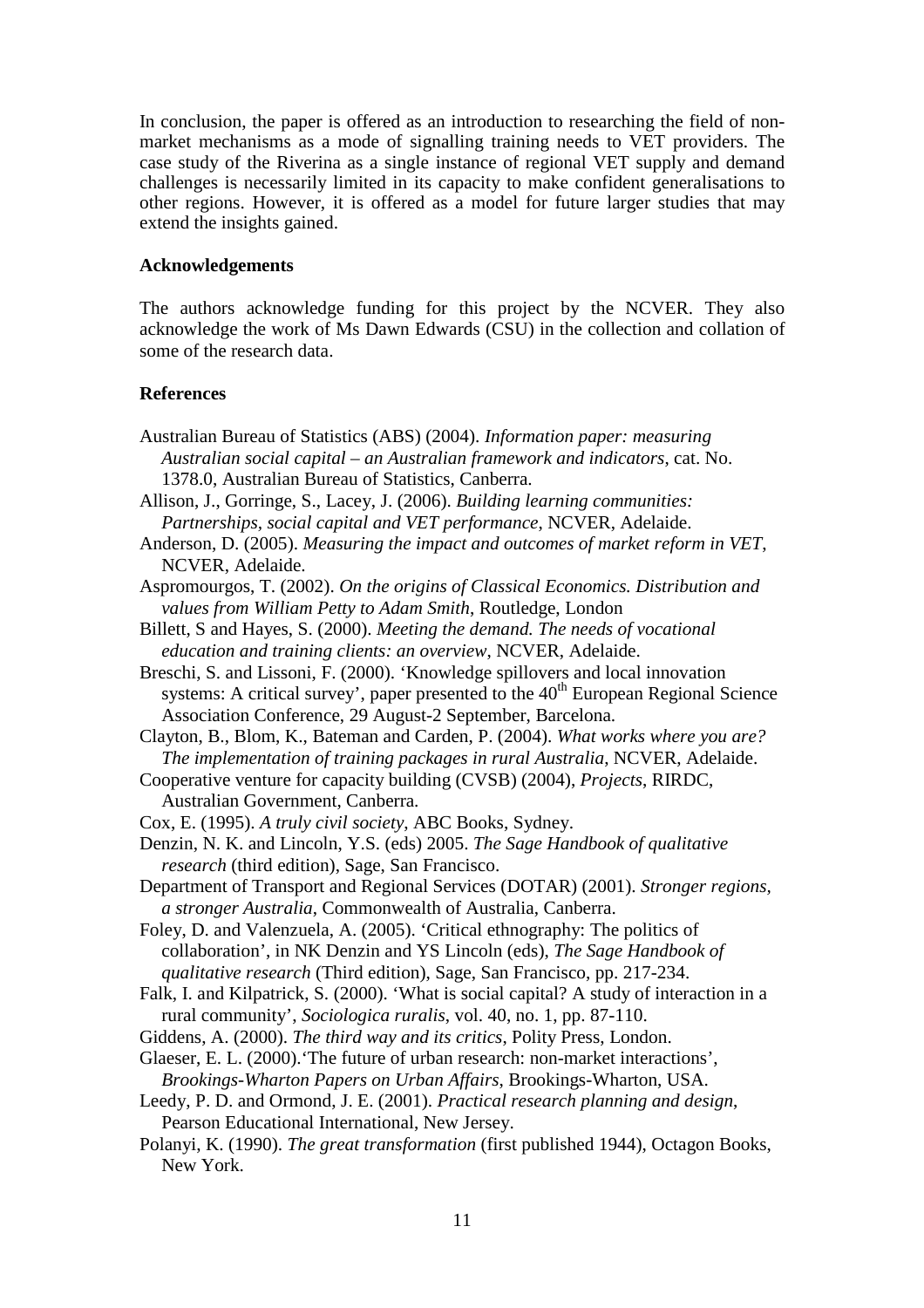In conclusion, the paper is offered as an introduction to researching the field of non-market mechanisms as a mode of signalling training needs to VET providers. The case study of the Riverina as a single instance of regional VET supply and demand challenges is necessarily limited in its capacity to make confident generalisations to other regions. However, it is offered as a model for future larger studies that may extend the insights gained.

**Acknowledgements**

The authors acknowledge funding for this project by the NCVER. They also acknowledge the work of Ms Dawn Edwards (CSU) in the collection and collation of some of the research data.

**References**

Australian Bureau of Statistics (ABS) (2004). *Information paper: measuring Australian social capital – an Australian framework and indicators*, cat. No. 1378.0, Australian Bureau of Statistics, Canberra.

Allison, J., Gorringe, S., Lacey, J. (2006). *Building learning communities: Partnerships, social capital and VET performance*, NCVER, Adelaide.

Anderson, D. (2005). *Measuring the impact and outcomes of market reform in VET*, NCVER, Adelaide.

Aspromourgos, T. (2002). *On the origins of Classical Economics. Distribution and values from William Petty to Adam Smith*, Routledge, London

Billett, S and Hayes, S. (2000). *Meeting the demand. The needs of vocational education and training clients: an overview*, NCVER, Adelaide.

Breschi, S. and Lissoni, F. (2000). 'Knowledge spillovers and local innovation systems: A critical survey', paper presented to the 40th European Regional Science Association Conference, 29 August-2 September, Barcelona.

Clayton, B., Blom, K., Bateman and Carden, P. (2004). *What works where you are? The implementation of training packages in rural Australia*, NCVER, Adelaide.

Cooperative venture for capacity building (CVSB) (2004), *Projects*, RIRDC, Australian Government, Canberra.

Cox, E. (1995). *A truly civil society*, ABC Books, Sydney.

Denzin, N. K. and Lincoln, Y.S. (eds) 2005. *The Sage Handbook of qualitative research* (third edition), Sage, San Francisco.

Department of Transport and Regional Services (DOTAR) (2001). *Stronger regions, a stronger Australia*, Commonwealth of Australia, Canberra.

Foley, D. and Valenzuela, A. (2005). 'Critical ethnography: The politics of collaboration', in NK Denzin and YS Lincoln (eds), *The Sage Handbook of qualitative research* (Third edition), Sage, San Francisco, pp. 217-234.

Falk, I. and Kilpatrick, S. (2000). 'What is social capital? A study of interaction in a rural community', *Sociologica ruralis*, vol. 40, no. 1, pp. 87-110.

Giddens, A. (2000). *The third way and its critics*, Polity Press, London.

Glaeser, E. L. (2000).'The future of urban research: non-market interactions', *Brookings-Wharton Papers on Urban Affairs*, Brookings-Wharton, USA.

Leedy, P. D. and Ormond, J. E. (2001). *Practical research planning and design*, Pearson Educational International, New Jersey.

Polanyi, K. (1990). *The great transformation* (first published 1944), Octagon Books, New York.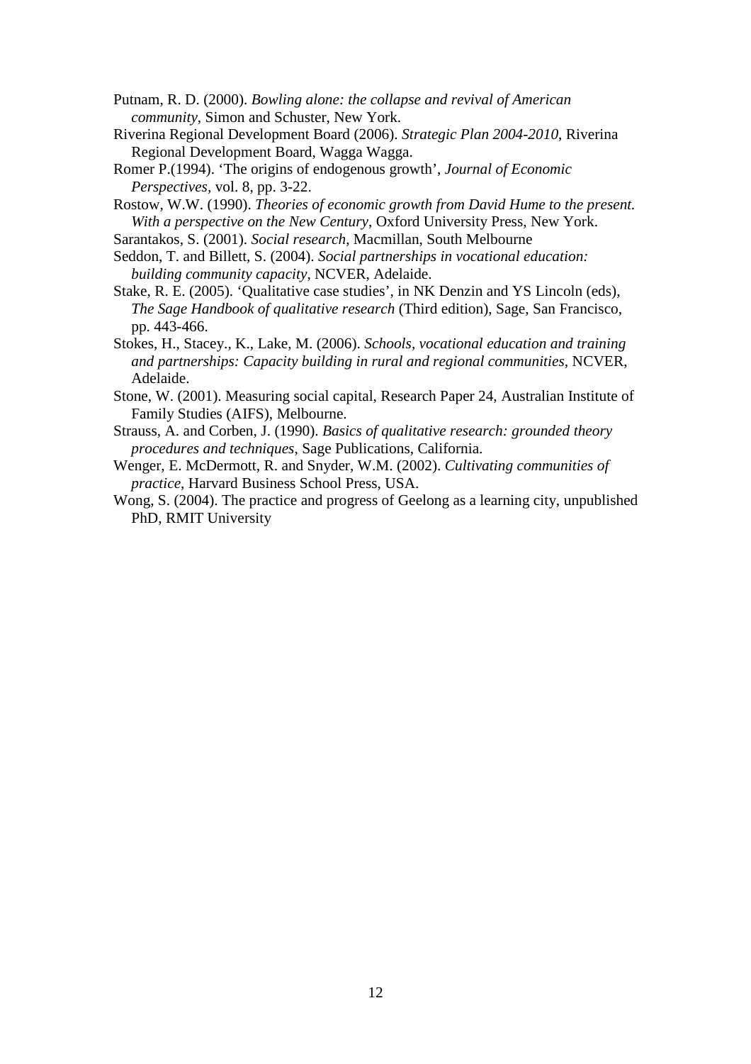Putnam, R. D. (2000). *Bowling alone: the collapse and revival of American community*, Simon and Schuster, New York.

Riverina Regional Development Board (2006). *Strategic Plan 2004-2010*, Riverina Regional Development Board, Wagga Wagga.

Romer P.(1994). 'The origins of endogenous growth', *Journal of Economic Perspectives,* vol. 8, pp. 3-22.

Rostow, W.W. (1990). *Theories of economic growth from David Hume to the present. With a perspective on the New Century*, Oxford University Press, New York.

Sarantakos, S. (2001). *Social research*, Macmillan, South Melbourne

Seddon, T. and Billett, S. (2004). *Social partnerships in vocational education: building community capacity*, NCVER, Adelaide.

Stake, R. E. (2005). 'Qualitative case studies', in NK Denzin and YS Lincoln (eds), *The Sage Handbook of qualitative research* (Third edition), Sage, San Francisco, pp. 443-466.

Stokes, H., Stacey., K., Lake, M. (2006). *Schools, vocational education and training and partnerships: Capacity building in rural and regional communities*, NCVER, Adelaide.

Stone, W. (2001). Measuring social capital, Research Paper 24, Australian Institute of Family Studies (AIFS), Melbourne.

Strauss, A. and Corben, J. (1990). *Basics of qualitative research: grounded theory procedures and techniques*, Sage Publications, California.

Wenger, E. McDermott, R. and Snyder, W.M. (2002). *Cultivating communities of practice*, Harvard Business School Press, USA.

Wong, S. (2004). The practice and progress of Geelong as a learning city, unpublished PhD, RMIT University